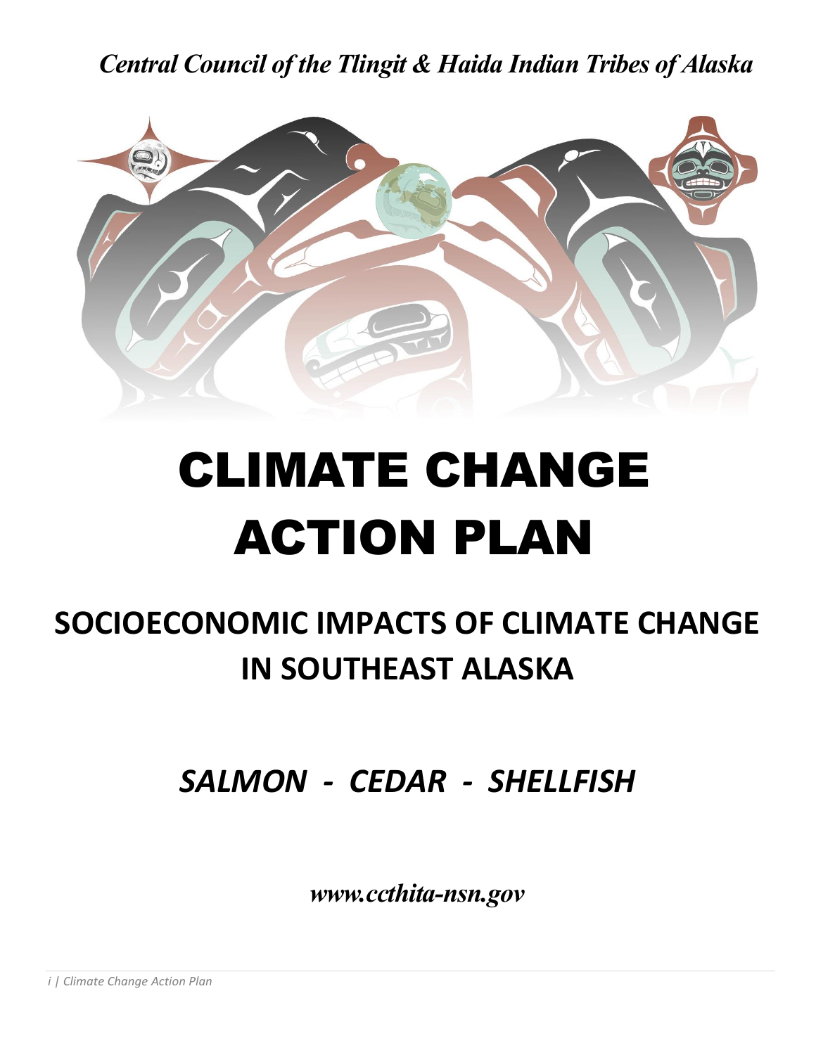*Central Council of the Tlingit & Haida Indian Tribes of Alaska*

# CLIMATE CHANGE ACTION PLAN

## SOCIOECONOMIC IMPACTS OF CLIMATE CHANGE IN SOUTHEAST ALASKA

### *SALMON - CEDAR - SHELLFISH*

***www.ccthita-nsn.gov***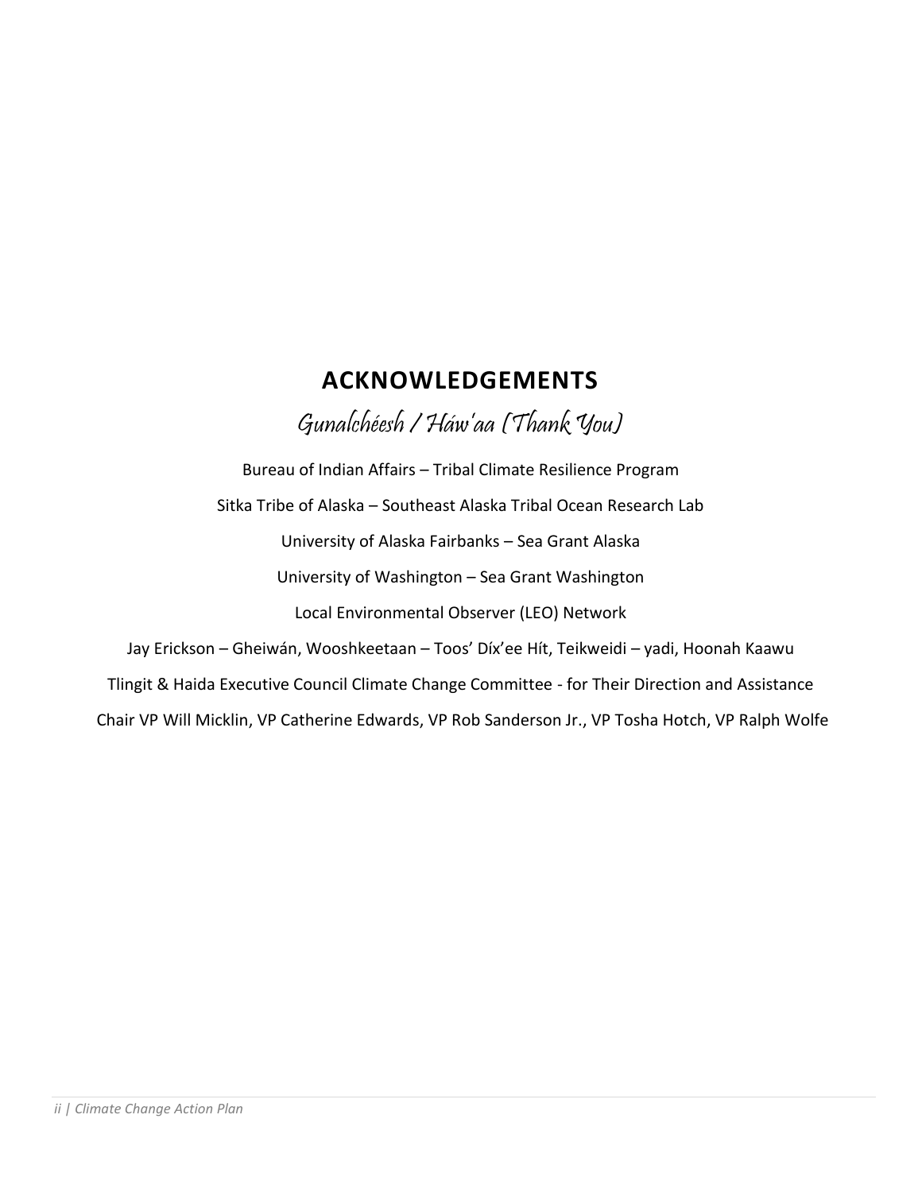# ACKNOWLEDGEMENTS

## *Gunalchéesh / Háw'aa (Thank You)*

Bureau of Indian Affairs – Tribal Climate Resilience Program

Sitka Tribe of Alaska – Southeast Alaska Tribal Ocean Research Lab

University of Alaska Fairbanks – Sea Grant Alaska

University of Washington – Sea Grant Washington

Local Environmental Observer (LEO) Network

Jay Erickson – Gheiwán, Wooshkeetaan – Toos' Díx'ee Hít, Teikweidi – yadi, Hoonah Kaawu

Tlingit & Haida Executive Council Climate Change Committee - for Their Direction and Assistance

Chair VP Will Micklin, VP Catherine Edwards, VP Rob Sanderson Jr., VP Tosha Hotch, VP Ralph Wolfe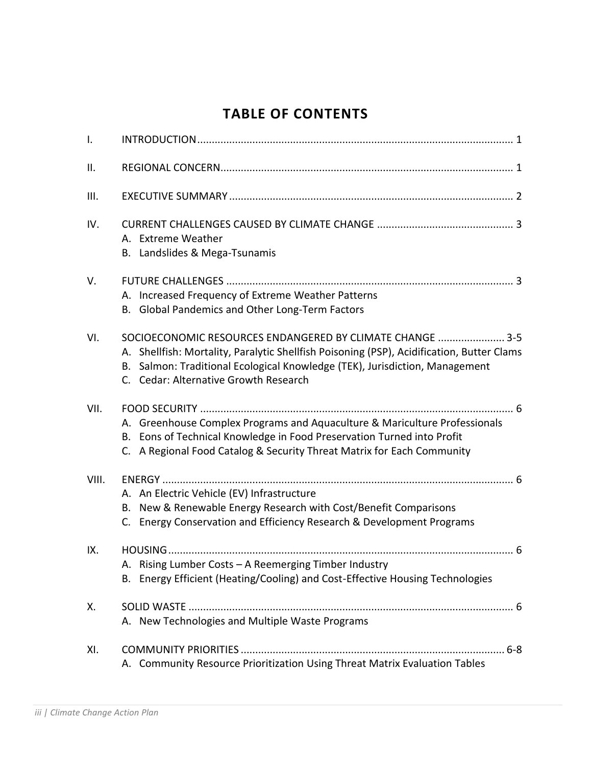# TABLE OF CONTENTS

| | | |
|---|---|---|
| I. | INTRODUCTION | 1 |
| II. | REGIONAL CONCERN | 1 |
| III. | EXECUTIVE SUMMARY | 2 |
| IV. | CURRENT CHALLENGES CAUSED BY CLIMATE CHANGE | 3 |
| | A. Extreme Weather | |
| | B. Landslides & Mega-Tsunamis | |
| V. | FUTURE CHALLENGES | 3 |
| | A. Increased Frequency of Extreme Weather Patterns | |
| | B. Global Pandemics and Other Long-Term Factors | |
| VI. | SOCIOECONOMIC RESOURCES ENDANGERED BY CLIMATE CHANGE | 3-5 |
| | A. Shellfish: Mortality, Paralytic Shellfish Poisoning (PSP), Acidification, Butter Clams | |
| | B. Salmon: Traditional Ecological Knowledge (TEK), Jurisdiction, Management | |
| | C. Cedar: Alternative Growth Research | |
| VII. | FOOD SECURITY | 6 |
| | A. Greenhouse Complex Programs and Aquaculture & Mariculture Professionals | |
| | B. Eons of Technical Knowledge in Food Preservation Turned into Profit | |
| | C. A Regional Food Catalog & Security Threat Matrix for Each Community | |
| VIII. | ENERGY | 6 |
| | A. An Electric Vehicle (EV) Infrastructure | |
| | B. New & Renewable Energy Research with Cost/Benefit Comparisons | |
| | C. Energy Conservation and Efficiency Research & Development Programs | |
| IX. | HOUSING | 6 |
| | A. Rising Lumber Costs – A Reemerging Timber Industry | |
| | B. Energy Efficient (Heating/Cooling) and Cost-Effective Housing Technologies | |
| X. | SOLID WASTE | 6 |
| | A. New Technologies and Multiple Waste Programs | |
| XI. | COMMUNITY PRIORITIES | 6-8 |
| | A. Community Resource Prioritization Using Threat Matrix Evaluation Tables | |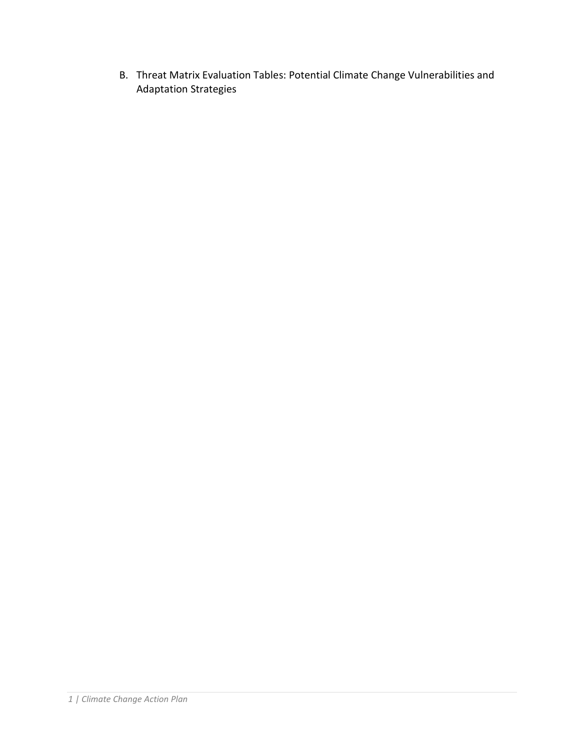B. Threat Matrix Evaluation Tables: Potential Climate Change Vulnerabilities and Adaptation Strategies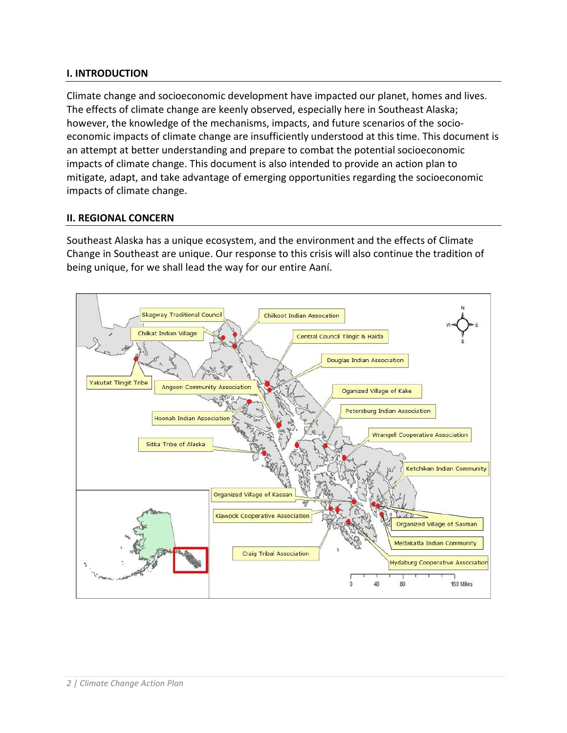## I. INTRODUCTION

Climate change and socioeconomic development have impacted our planet, homes and lives. The effects of climate change are keenly observed, especially here in Southeast Alaska; however, the knowledge of the mechanisms, impacts, and future scenarios of the socio-economic impacts of climate change are insufficiently understood at this time. This document is an attempt at better understanding and prepare to combat the potential socioeconomic impacts of climate change. This document is also intended to provide an action plan to mitigate, adapt, and take advantage of emerging opportunities regarding the socioeconomic impacts of climate change.

## II. REGIONAL CONCERN

Southeast Alaska has a unique ecosystem, and the environment and the effects of Climate Change in Southeast are unique. Our response to this crisis will also continue the tradition of being unique, for we shall lead the way for our entire Aaní.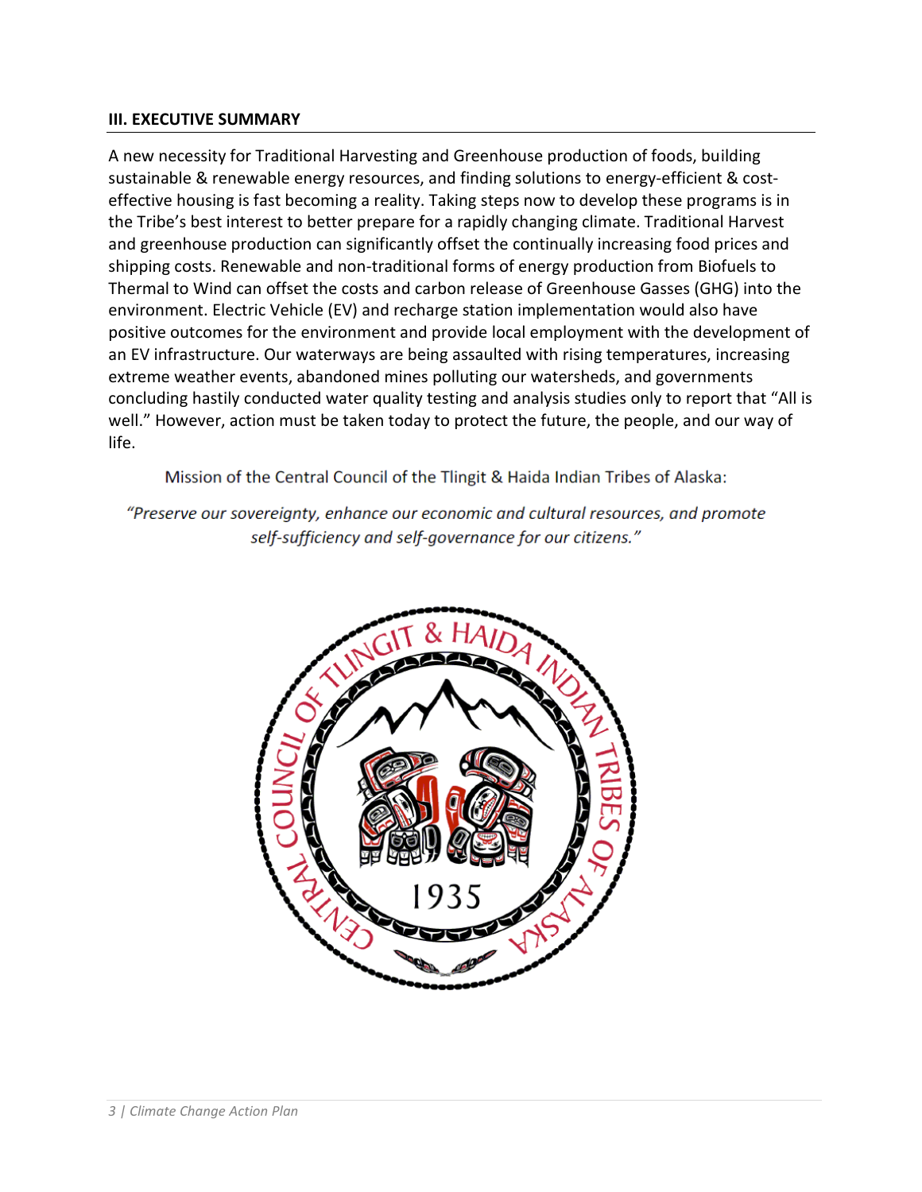## III. EXECUTIVE SUMMARY

A new necessity for Traditional Harvesting and Greenhouse production of foods, building sustainable & renewable energy resources, and finding solutions to energy-efficient & cost-effective housing is fast becoming a reality. Taking steps now to develop these programs is in the Tribe's best interest to better prepare for a rapidly changing climate. Traditional Harvest and greenhouse production can significantly offset the continually increasing food prices and shipping costs. Renewable and non-traditional forms of energy production from Biofuels to Thermal to Wind can offset the costs and carbon release of Greenhouse Gasses (GHG) into the environment. Electric Vehicle (EV) and recharge station implementation would also have positive outcomes for the environment and provide local employment with the development of an EV infrastructure. Our waterways are being assaulted with rising temperatures, increasing extreme weather events, abandoned mines polluting our watersheds, and governments concluding hastily conducted water quality testing and analysis studies only to report that "All is well." However, action must be taken today to protect the future, the people, and our way of life.

Mission of the Central Council of the Tlingit & Haida Indian Tribes of Alaska:

*"Preserve our sovereignty, enhance our economic and cultural resources, and promote self-sufficiency and self-governance for our citizens."*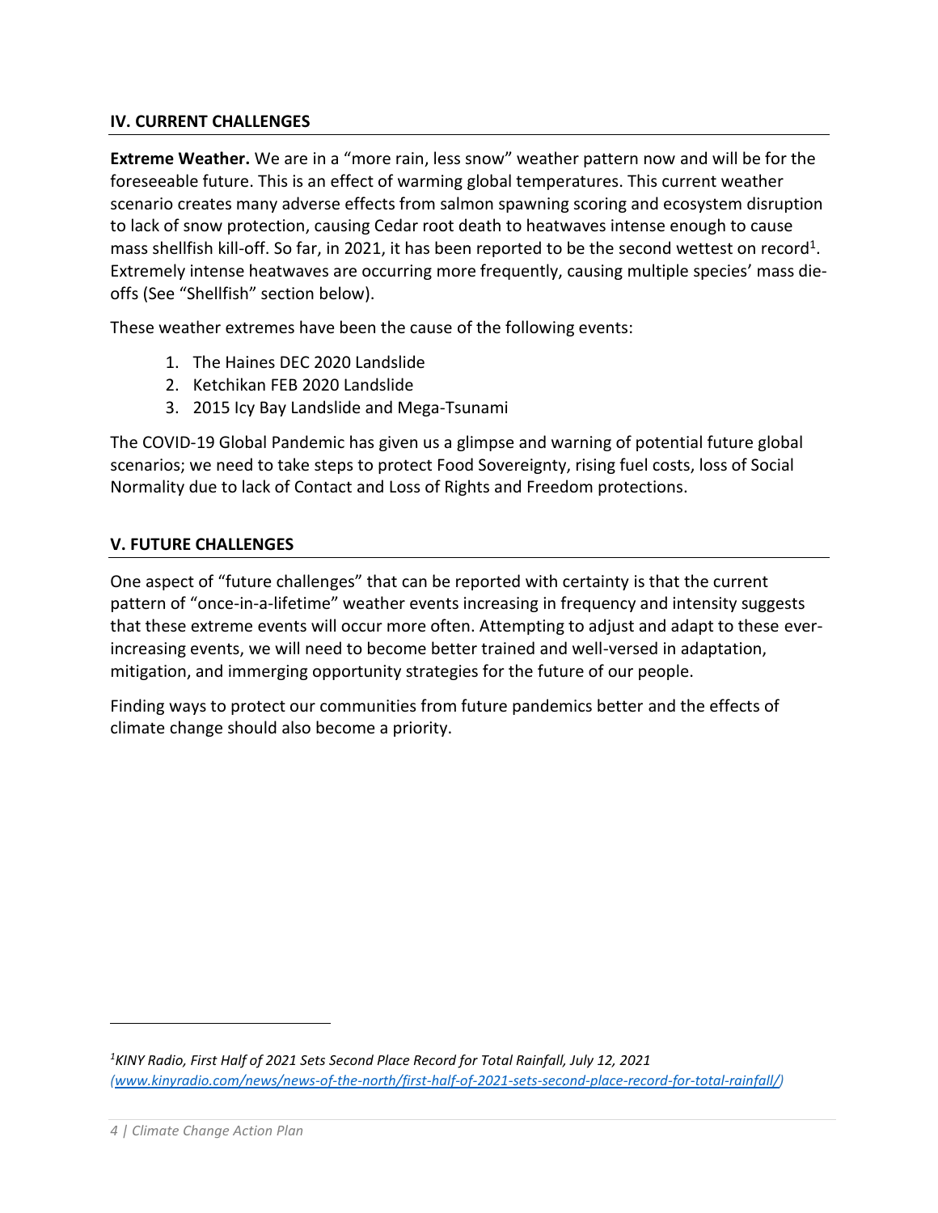## IV. CURRENT CHALLENGES

**Extreme Weather.** We are in a "more rain, less snow" weather pattern now and will be for the foreseeable future. This is an effect of warming global temperatures. This current weather scenario creates many adverse effects from salmon spawning scoring and ecosystem disruption to lack of snow protection, causing Cedar root death to heatwaves intense enough to cause mass shellfish kill-off. So far, in 2021, it has been reported to be the second wettest on record[1]. Extremely intense heatwaves are occurring more frequently, causing multiple species' mass die-offs (See "Shellfish" section below).

These weather extremes have been the cause of the following events:

1. The Haines DEC 2020 Landslide
2. Ketchikan FEB 2020 Landslide
3. 2015 Icy Bay Landslide and Mega-Tsunami

The COVID-19 Global Pandemic has given us a glimpse and warning of potential future global scenarios; we need to take steps to protect Food Sovereignty, rising fuel costs, loss of Social Normality due to lack of Contact and Loss of Rights and Freedom protections.

## V. FUTURE CHALLENGES

One aspect of "future challenges" that can be reported with certainty is that the current pattern of "once-in-a-lifetime" weather events increasing in frequency and intensity suggests that these extreme events will occur more often. Attempting to adjust and adapt to these ever-increasing events, we will need to become better trained and well-versed in adaptation, mitigation, and immerging opportunity strategies for the future of our people.

Finding ways to protect our communities from future pandemics better and the effects of climate change should also become a priority.

---

[1] *KINY Radio, First Half of 2021 Sets Second Place Record for Total Rainfall, July 12, 2021 (www.kinyradio.com/news/news-of-the-north/first-half-of-2021-sets-second-place-record-for-total-rainfall/)*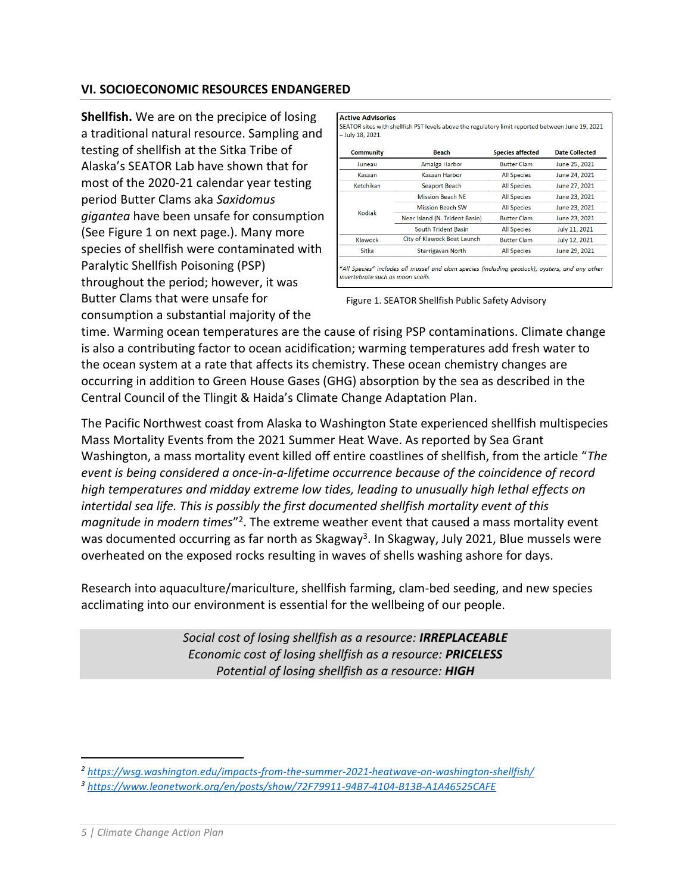## VI. SOCIOECONOMIC RESOURCES ENDANGERED

**Shellfish.** We are on the precipice of losing a traditional natural resource. Sampling and testing of shellfish at the Sitka Tribe of Alaska's SEATOR Lab have shown that for most of the 2020-21 calendar year testing period Butter Clams aka *Saxidomus gigantea* have been unsafe for consumption (See Figure 1 on next page.). Many more species of shellfish were contaminated with Paralytic Shellfish Poisoning (PSP) throughout the period; however, it was Butter Clams that were unsafe for consumption a substantial majority of the time. Warming ocean temperatures are the cause of rising PSP contaminations. Climate change is also a contributing factor to ocean acidification; warming temperatures add fresh water to the ocean system at a rate that affects its chemistry. These ocean chemistry changes are occurring in addition to Green House Gases (GHG) absorption by the sea as described in the Central Council of the Tlingit & Haida's Climate Change Adaptation Plan.

**Active Advisories**

SEATOR sites with shellfish PST levels above the regulatory limit reported between June 19, 2021 – July 18, 2021.

| Community | Beach | Species affected | Date Collected |
|---|---|---|---|
| Juneau | Amalga Harbor | Butter Clam | June 25, 2021 |
| Kasaan | Kasaan Harbor | All Species | June 24, 2021 |
| Ketchikan | Seaport Beach | All Species | June 27, 2021 |
| Kodiak | Mission Beach NE | All Species | June 23, 2021 |
| | Mission Beach SW | All Species | June 23, 2021 |
| | Near Island (N. Trident Basin) | Butter Clam | June 23, 2021 |
| | South Trident Basin | All Species | July 11, 2021 |
| Klawock | City of Klawock Boat Launch | Butter Clam | July 12, 2021 |
| Sitka | Starrigavan North | All Species | June 29, 2021 |

*"All Species" includes all mussel and clam species (including geoduck), oysters, and any other invertebrate such as moon snails.*

Figure 1. SEATOR Shellfish Public Safety Advisory

The Pacific Northwest coast from Alaska to Washington State experienced shellfish multispecies Mass Mortality Events from the 2021 Summer Heat Wave. As reported by Sea Grant Washington, a mass mortality event killed off entire coastlines of shellfish, from the article "*The event is being considered a once-in-a-lifetime occurrence because of the coincidence of record high temperatures and midday extreme low tides, leading to unusually high lethal effects on intertidal sea life. This is possibly the first documented shellfish mortality event of this magnitude in modern times*"[2]. The extreme weather event that caused a mass mortality event was documented occurring as far north as Skagway[3]. In Skagway, July 2021, Blue mussels were overheated on the exposed rocks resulting in waves of shells washing ashore for days.

Research into aquaculture/mariculture, shellfish farming, clam-bed seeding, and new species acclimating into our environment is essential for the wellbeing of our people.

*Social cost of losing shellfish as a resource:* ***IRREPLACEABLE***
*Economic cost of losing shellfish as a resource:* ***PRICELESS***
*Potential of losing shellfish as a resource:* ***HIGH***

[2] *https://wsg.washington.edu/impacts-from-the-summer-2021-heatwave-on-washington-shellfish/*

[3] *https://www.leonetwork.org/en/posts/show/72F79911-94B7-4104-B13B-A1A46525CAFE*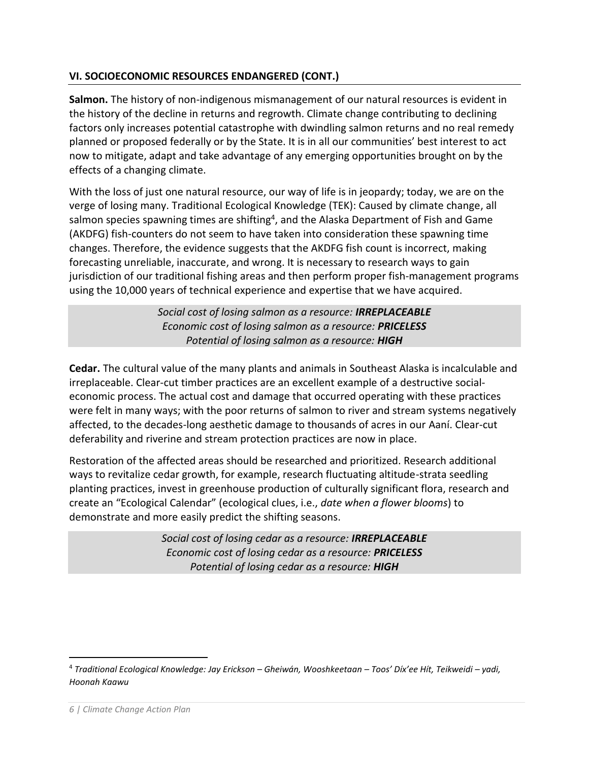## VI. SOCIOECONOMIC RESOURCES ENDANGERED (CONT.)

**Salmon.** The history of non-indigenous mismanagement of our natural resources is evident in the history of the decline in returns and regrowth. Climate change contributing to declining factors only increases potential catastrophe with dwindling salmon returns and no real remedy planned or proposed federally or by the State. It is in all our communities' best interest to act now to mitigate, adapt and take advantage of any emerging opportunities brought on by the effects of a changing climate.

With the loss of just one natural resource, our way of life is in jeopardy; today, we are on the verge of losing many. Traditional Ecological Knowledge (TEK): Caused by climate change, all salmon species spawning times are shifting[4], and the Alaska Department of Fish and Game (AKDFG) fish-counters do not seem to have taken into consideration these spawning time changes. Therefore, the evidence suggests that the AKDFG fish count is incorrect, making forecasting unreliable, inaccurate, and wrong. It is necessary to research ways to gain jurisdiction of our traditional fishing areas and then perform proper fish-management programs using the 10,000 years of technical experience and expertise that we have acquired.

> *Social cost of losing salmon as a resource: **IRREPLACEABLE***
> *Economic cost of losing salmon as a resource: **PRICELESS***
> *Potential of losing salmon as a resource: **HIGH***

**Cedar.** The cultural value of the many plants and animals in Southeast Alaska is incalculable and irreplaceable. Clear-cut timber practices are an excellent example of a destructive social-economic process. The actual cost and damage that occurred operating with these practices were felt in many ways; with the poor returns of salmon to river and stream systems negatively affected, to the decades-long aesthetic damage to thousands of acres in our Aaní. Clear-cut deferability and riverine and stream protection practices are now in place.

Restoration of the affected areas should be researched and prioritized. Research additional ways to revitalize cedar growth, for example, research fluctuating altitude-strata seedling planting practices, invest in greenhouse production of culturally significant flora, research and create an "Ecological Calendar" (ecological clues, i.e., *date when a flower blooms*) to demonstrate and more easily predict the shifting seasons.

> *Social cost of losing cedar as a resource: **IRREPLACEABLE***
> *Economic cost of losing cedar as a resource: **PRICELESS***
> *Potential of losing cedar as a resource: **HIGH***

---

[4] *Traditional Ecological Knowledge: Jay Erickson – Gheiwán, Wooshkeetaan – Toos' Díx'ee Hít, Teikweidi – yadi, Hoonah Kaawu*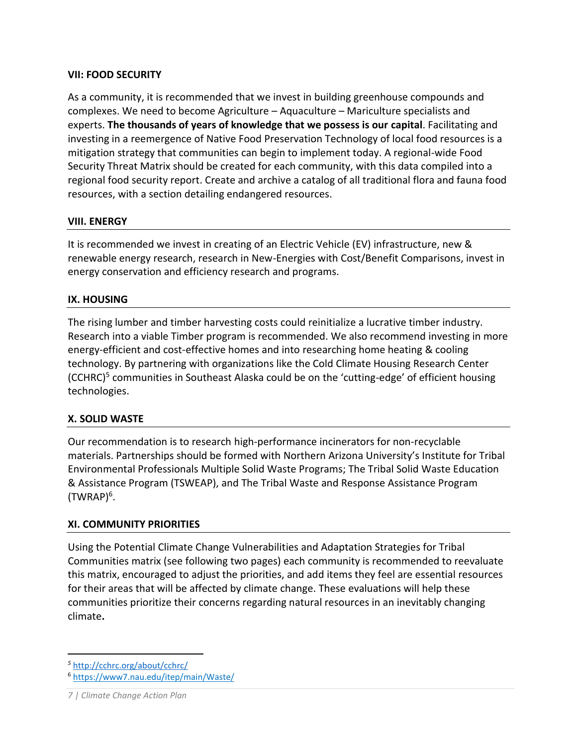## VII: FOOD SECURITY

As a community, it is recommended that we invest in building greenhouse compounds and complexes. We need to become Agriculture – Aquaculture – Mariculture specialists and experts. **The thousands of years of knowledge that we possess is our capital**. Facilitating and investing in a reemergence of Native Food Preservation Technology of local food resources is a mitigation strategy that communities can begin to implement today. A regional-wide Food Security Threat Matrix should be created for each community, with this data compiled into a regional food security report. Create and archive a catalog of all traditional flora and fauna food resources, with a section detailing endangered resources.

## VIII. ENERGY

It is recommended we invest in creating of an Electric Vehicle (EV) infrastructure, new & renewable energy research, research in New-Energies with Cost/Benefit Comparisons, invest in energy conservation and efficiency research and programs.

## IX. HOUSING

The rising lumber and timber harvesting costs could reinitialize a lucrative timber industry. Research into a viable Timber program is recommended. We also recommend investing in more energy-efficient and cost-effective homes and into researching home heating & cooling technology. By partnering with organizations like the Cold Climate Housing Research Center (CCHRC)[5] communities in Southeast Alaska could be on the 'cutting-edge' of efficient housing technologies.

## X. SOLID WASTE

Our recommendation is to research high-performance incinerators for non-recyclable materials. Partnerships should be formed with Northern Arizona University's Institute for Tribal Environmental Professionals Multiple Solid Waste Programs; The Tribal Solid Waste Education & Assistance Program (TSWEAP), and The Tribal Waste and Response Assistance Program (TWRAP)[6].

## XI. COMMUNITY PRIORITIES

Using the Potential Climate Change Vulnerabilities and Adaptation Strategies for Tribal Communities matrix (see following two pages) each community is recommended to reevaluate this matrix, encouraged to adjust the priorities, and add items they feel are essential resources for their areas that will be affected by climate change. These evaluations will help these communities prioritize their concerns regarding natural resources in an inevitably changing climate**.**

---

[5] http://cchrc.org/about/cchrc/

[6] https://www7.nau.edu/itep/main/Waste/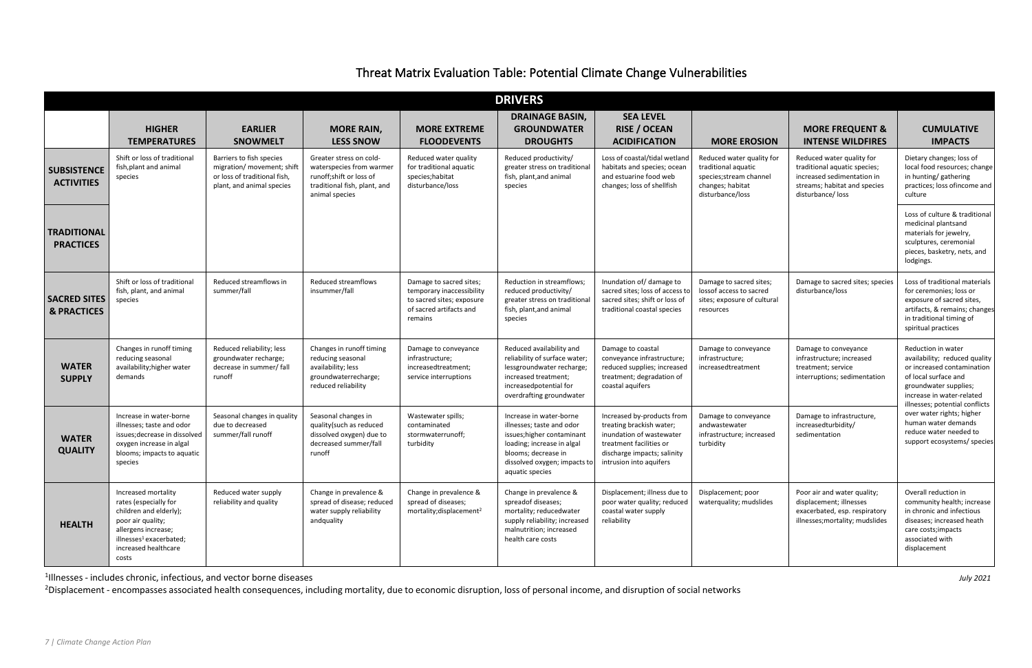# Threat Matrix Evaluation Table: Potential Climate Change Vulnerabilities

| | DRIVERS | | | | | | | | |
|---|---|---|---|---|---|---|---|---|---|
| | **HIGHER TEMPERATURES** | **EARLIER SNOWMELT** | **MORE RAIN, LESS SNOW** | **MORE EXTREME FLOODEVENTS** | **DRAINAGE BASIN, GROUNDWATER DROUGHTS** | **SEA LEVEL RISE / OCEAN ACIDIFICATION** | **MORE EROSION** | **MORE FREQUENT & INTENSE WILDFIRES** | **CUMULATIVE IMPACTS** |
| **SUBSISTENCE ACTIVITIES** | Shift or loss of traditional fish,plant and animal species | Barriers to fish species migration/ movement; shift or loss of traditional fish, plant, and animal species | Greater stress on cold-waterspecies from warmer runoff;shift or loss of traditional fish, plant, and animal species | Reduced water quality for traditional aquatic species;habitat disturbance/loss | Reduced productivity/ greater stress on traditional fish, plant,and animal species | Loss of coastal/tidal wetland habitats and species; ocean and estuarine food web changes; loss of shellfish | Reduced water quality for traditional aquatic species;stream channel changes; habitat disturbance/loss | Reduced water quality for traditional aquatic species; increased sedimentation in streams; habitat and species disturbance/ loss | Dietary changes; loss of local food resources; change in hunting/ gathering practices; loss ofincome and culture |
| **TRADITIONAL PRACTICES** | | | | | | | | | Loss of culture & traditional medicinal plantsand materials for jewelry, sculptures, ceremonial pieces, basketry, nets, and lodgings. |
| **SACRED SITES & PRACTICES** | Shift or loss of traditional fish, plant, and animal species | Reduced streamflows in summer/fall | Reduced streamflows insummer/fall | Damage to sacred sites; temporary inaccessibility to sacred sites; exposure of sacred artifacts and remains | Reduction in streamflows; reduced productivity/ greater stress on traditional fish, plant,and animal species | Inundation of/ damage to sacred sites; loss of access to sacred sites; shift or loss of traditional coastal species | Damage to sacred sites; lossof access to sacred sites; exposure of cultural resources | Damage to sacred sites; species disturbance/loss | Loss of traditional materials for ceremonies; loss or exposure of sacred sites, artifacts, & remains; changes in traditional timing of spiritual practices |
| **WATER SUPPLY** | Changes in runoff timing reducing seasonal availability;higher water demands | Reduced reliability; less groundwater recharge; decrease in summer/ fall runoff | Changes in runoff timing reducing seasonal availability; less groundwaterrecharge; reduced reliability | Damage to conveyance infrastructure; increasedtreatment; service interruptions | Reduced availability and reliability of surface water; lessgroundwater recharge; increased treatment; increasedpotential for overdrafting groundwater | Damage to coastal conveyance infrastructure; reduced supplies; increased treatment; degradation of coastal aquifers | Damage to conveyance infrastructure; increasedtreatment | Damage to conveyance infrastructure; increased treatment; service interruptions; sedimentation | Reduction in water availability; reduced quality or increased contamination of local surface and groundwater supplies; increase in water-related illnesses; potential conflicts over water rights; higher human water demands reduce water needed to support ecosystems/ species |
| **WATER QUALITY** | Increase in water-borne illnesses; taste and odor issues;decrease in dissolved oxygen increase in algal blooms; impacts to aquatic species | Seasonal changes in quality due to decreased summer/fall runoff | Seasonal changes in quality(such as reduced dissolved oxygen) due to decreased summer/fall runoff | Wastewater spills; contaminated stormwaterrunoff; turbidity | Increase in water-borne illnesses; taste and odor issues;higher contaminant loading; increase in algal blooms; decrease in dissolved oxygen; impacts to aquatic species | Increased by-products from treating brackish water; inundation of wastewater treatment facilities or discharge impacts; salinity intrusion into aquifers | Damage to conveyance andwastewater infrastructure; increased turbidity | Damage to infrastructure, increasedturbidity/ sedimentation | |
| **HEALTH** | Increased mortality rates (especially for children and elderly); poor air quality; allergens increase; illnesses[1] exacerbated; increased healthcare costs | Reduced water supply reliability and quality | Change in prevalence & spread of disease; reduced water supply reliability andquality | Change in prevalence & spread of diseases; mortality;displacement[2] | Change in prevalence & spreadof diseases; mortality; reducedwater supply reliability; increased malnutrition; increased health care costs | Displacement; illness due to poor water quality; reduced coastal water supply reliability | Displacement; poor waterquality; mudslides | Poor air and water quality; displacement; illnesses exacerbated, esp. respiratory illnesses;mortality; mudslides | Overall reduction in community health; increase in chronic and infectious diseases; increased heath care costs;impacts associated with displacement |

[1]Illnesses - includes chronic, infectious, and vector borne diseases

[2]Displacement - encompasses associated health consequences, including mortality, due to economic disruption, loss of personal income, and disruption of social networks

*July 2021*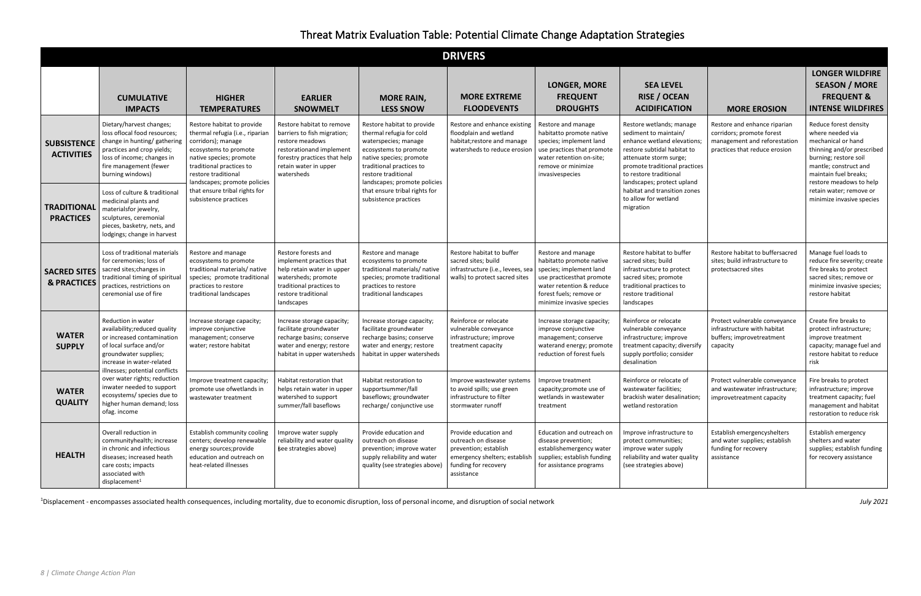# Threat Matrix Evaluation Table: Potential Climate Change Adaptation Strategies

| DRIVERS | | | | | | | | | |
|---|---|---|---|---|---|---|---|---|---|
| | **CUMULATIVE IMPACTS** | **HIGHER TEMPERATURES** | **EARLIER SNOWMELT** | **MORE RAIN, LESS SNOW** | **MORE EXTREME FLOODEVENTS** | **LONGER, MORE FREQUENT DROUGHTS** | **SEA LEVEL RISE / OCEAN ACIDIFICATION** | **MORE EROSION** | **LONGER WILDFIRE SEASON / MORE FREQUENT & INTENSE WILDFIRES** |
| **SUBSISTENCE ACTIVITIES** | Dietary/harvest changes; loss oflocal food resources; change in hunting/ gathering practices and crop yields; loss of income; changes in fire management (fewer burning windows) | Restore habitat to provide thermal refugia (i.e., riparian corridors); manage ecosystems to promote native species; promote traditional practices to restore traditional landscapes; promote policies that ensure tribal rights for subsistence practices | Restore habitat to remove barriers to fish migration; restore meadows restorationand implement forestry practices that help retain water in upper watersheds | Restore habitat to provide thermal refugia for cold waterspecies; manage ecosystems to promote native species; promote traditional practices to restore traditional landscapes; promote policies that ensure tribal rights for subsistence practices | Restore and enhance existing floodplain and wetland habitat;restore and manage watersheds to reduce erosion | Restore and manage habitatto promote native species; implement land use practices that promote water retention on-site; remove or minimize invasivespecies | Restore wetlands; manage sediment to maintain/ enhance wetland elevations; restore subtidal habitat to attenuate storm surge; promote traditional practices to restore traditional landscapes; protect upland habitat and transition zones to allow for wetland migration | Restore and enhance riparian corridors; promote forest management and reforestation practices that reduce erosion | Reduce forest density where needed via mechanical or hand thinning and/or prescribed burning; restore soil mantle; construct and maintain fuel breaks; restore meadows to help retain water; remove or minimize invasive species |
| **TRADITIONAL PRACTICES** | Loss of culture & traditional medicinal plants and materialsfor jewelry, sculptures, ceremonial pieces, basketry, nets, and lodgings; change in harvest | | | | | | | | |
| **SACRED SITES & PRACTICES** | Loss of traditional materials for ceremonies; loss of sacred sites;changes in traditional timing of spiritual practices, restrictions on ceremonial use of fire | Restore and manage ecosystems to promote traditional materials/ native species; promote traditional practices to restore traditional landscapes | Restore forests and implement practices that help retain water in upper watersheds; promote traditional practices to restore traditional landscapes | Restore and manage ecosystems to promote traditional materials/ native species; promote traditional practices to restore traditional landscapes | Restore habitat to buffer sacred sites; build infrastructure (i.e., levees, sea walls) to protect sacred sites | Restore and manage habitatto promote native species; implement land use practicesthat promote water retention & reduce forest fuels; remove or minimize invasive species | Restore habitat to buffer sacred sites; build infrastructure to protect sacred sites; promote traditional practices to restore traditional landscapes | Restore habitat to buffersacred sites; build infrastructure to protectsacred sites | Manage fuel loads to reduce fire severity; create fire breaks to protect sacred sites; remove or minimize invasive species; restore habitat |
| **WATER SUPPLY** | Reduction in water availability;reduced quality or increased contamination of local surface and/or groundwater supplies; increase in water-related illnesses; potential conflicts over water rights; reduction inwater needed to support ecosystems/ species due to higher human demand; loss ofag. income | Increase storage capacity; improve conjunctive management; conserve water; restore habitat | Increase storage capacity; facilitate groundwater recharge basins; conserve water and energy; restore habitat in upper watersheds | Increase storage capacity; facilitate groundwater recharge basins; conserve water and energy; restore habitat in upper watersheds | Reinforce or relocate vulnerable conveyance infrastructure; improve treatment capacity | Increase storage capacity; improve conjunctive management; conserve waterand energy; promote reduction of forest fuels | Reinforce or relocate vulnerable conveyance infrastructure; improve treatment capacity; diversify supply portfolio; consider desalination | Protect vulnerable conveyance infrastructure with habitat buffers; improvetreatment capacity | Create fire breaks to protect infrastructure; improve treatment capacity; manage fuel and restore habitat to reduce risk |
| **WATER QUALITY** | | Improve treatment capacity; promote use ofwetlands in wastewater treatment | Habitat restoration that helps retain water in upper watershed to support summer/fall baseflows | Habitat restoration to supportsummer/fall baseflows; groundwater recharge/ conjunctive use | Improve wastewater systems to avoid spills; use green infrastructure to filter stormwater runoff | Improve treatment capacity;promote use of wetlands in wastewater treatment | Reinforce or relocate of wastewater facilities; brackish water desalination; wetland restoration | Protect vulnerable conveyance and wastewater infrastructure; improvetreatment capacity | Fire breaks to protect infrastructure; improve treatment capacity; fuel management and habitat restoration to reduce risk |
| **HEALTH** | Overall reduction in communityhealth; increase in chronic and infectious diseases; increased heath care costs; impacts associated with displacement[1] | Establish community cooling centers; develop renewable energy sources;provide education and outreach on heat-related illnesses | Improve water supply reliability and water quality (see strategies above) | Provide education and outreach on disease prevention; improve water supply reliability and water quality (see strategies above) | Provide education and outreach on disease prevention; establish emergency shelters; establish funding for recovery assistance | Education and outreach on disease prevention; establishemergency water supplies; establish funding for assistance programs | Improve infrastructure to protect communities; improve water supply reliability and water quality (see strategies above) | Establish emergencyshelters and water supplies; establish funding for recovery assistance | Establish emergency shelters and water supplies; establish funding for recovery assistance |

[1]Displacement - encompasses associated health consequences, including mortality, due to economic disruption, loss of personal income, and disruption of social network

*July 2021*